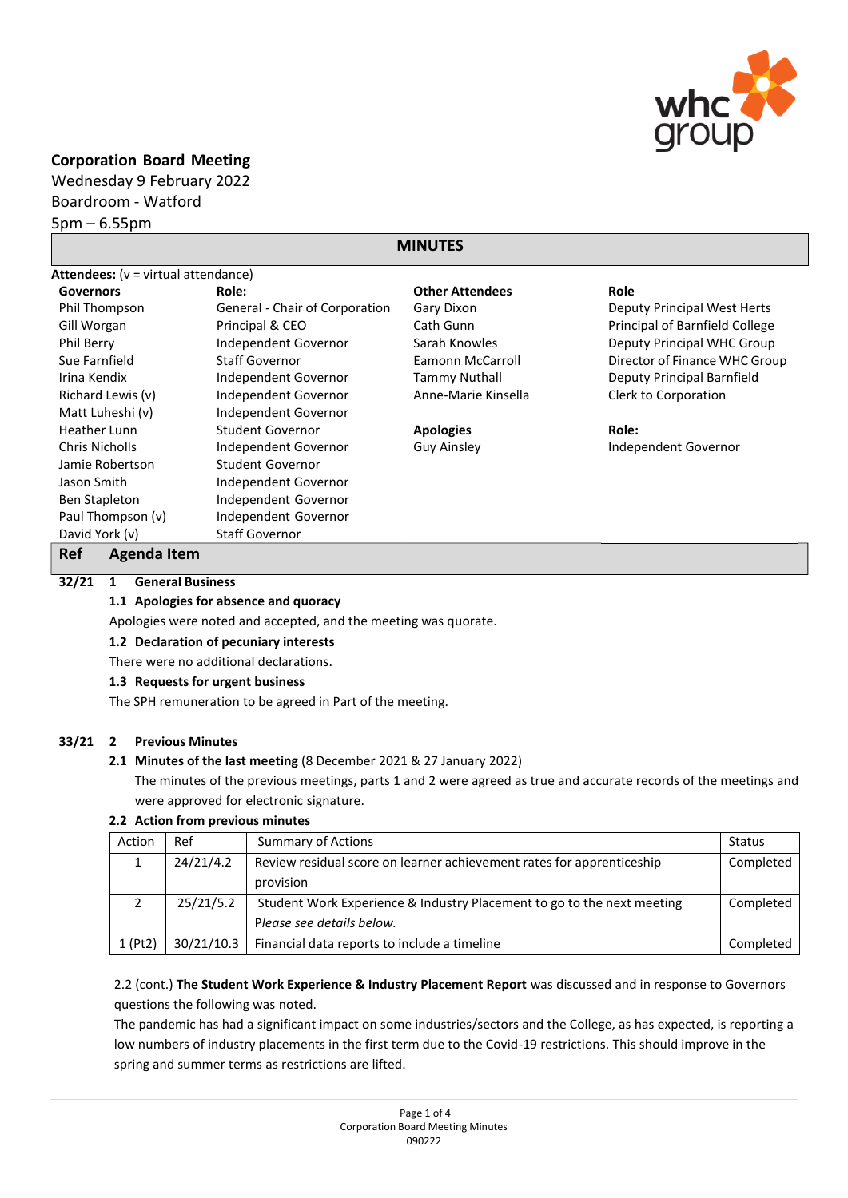**Corporation Board Meeting**
Wednesday 9 February 2022
Boardroom - Watford
5pm – 6.55pm

## MINUTES

**Attendees:** (v = virtual attendance)

| Governors | Role: | Other Attendees | Role |
|---|---|---|---|
| Phil Thompson | General - Chair of Corporation | Gary Dixon | Deputy Principal West Herts |
| Gill Worgan | Principal & CEO | Cath Gunn | Principal of Barnfield College |
| Phil Berry | Independent Governor | Sarah Knowles | Deputy Principal WHC Group |
| Sue Farnfield | Staff Governor | Eamonn McCarroll | Director of Finance WHC Group |
| Irina Kendix | Independent Governor | Tammy Nuthall | Deputy Principal Barnfield |
| Richard Lewis (v) | Independent Governor | Anne-Marie Kinsella | Clerk to Corporation |
| Matt Luheshi (v) | Independent Governor | | |
| Heather Lunn | Student Governor | **Apologies** | **Role:** |
| Chris Nicholls | Independent Governor | Guy Ainsley | Independent Governor |
| Jamie Robertson | Student Governor | | |
| Jason Smith | Independent Governor | | |
| Ben Stapleton | Independent Governor | | |
| Paul Thompson (v) | Independent Governor | | |
| David York (v) | Staff Governor | | |

| Ref | Agenda Item |
|---|---|

**32/21 1 General Business**

**1.1 Apologies for absence and quoracy**

Apologies were noted and accepted, and the meeting was quorate.

**1.2 Declaration of pecuniary interests**

There were no additional declarations.

**1.3 Requests for urgent business**

The SPH remuneration to be agreed in Part of the meeting.

**33/21 2 Previous Minutes**

**2.1 Minutes of the last meeting** (8 December 2021 & 27 January 2022)

The minutes of the previous meetings, parts 1 and 2 were agreed as true and accurate records of the meetings and were approved for electronic signature.

**2.2 Action from previous minutes**

| Action | Ref | Summary of Actions | Status |
|---|---|---|---|
| 1 | 24/21/4.2 | Review residual score on learner achievement rates for apprenticeship provision | Completed |
| 2 | 25/21/5.2 | Student Work Experience & Industry Placement to go to the next meeting *Please see details below.* | Completed |
| 1 (Pt2) | 30/21/10.3 | Financial data reports to include a timeline | Completed |

2.2 (cont.) **The Student Work Experience & Industry Placement Report** was discussed and in response to Governors questions the following was noted.

The pandemic has had a significant impact on some industries/sectors and the College, as has expected, is reporting a low numbers of industry placements in the first term due to the Covid-19 restrictions. This should improve in the spring and summer terms as restrictions are lifted.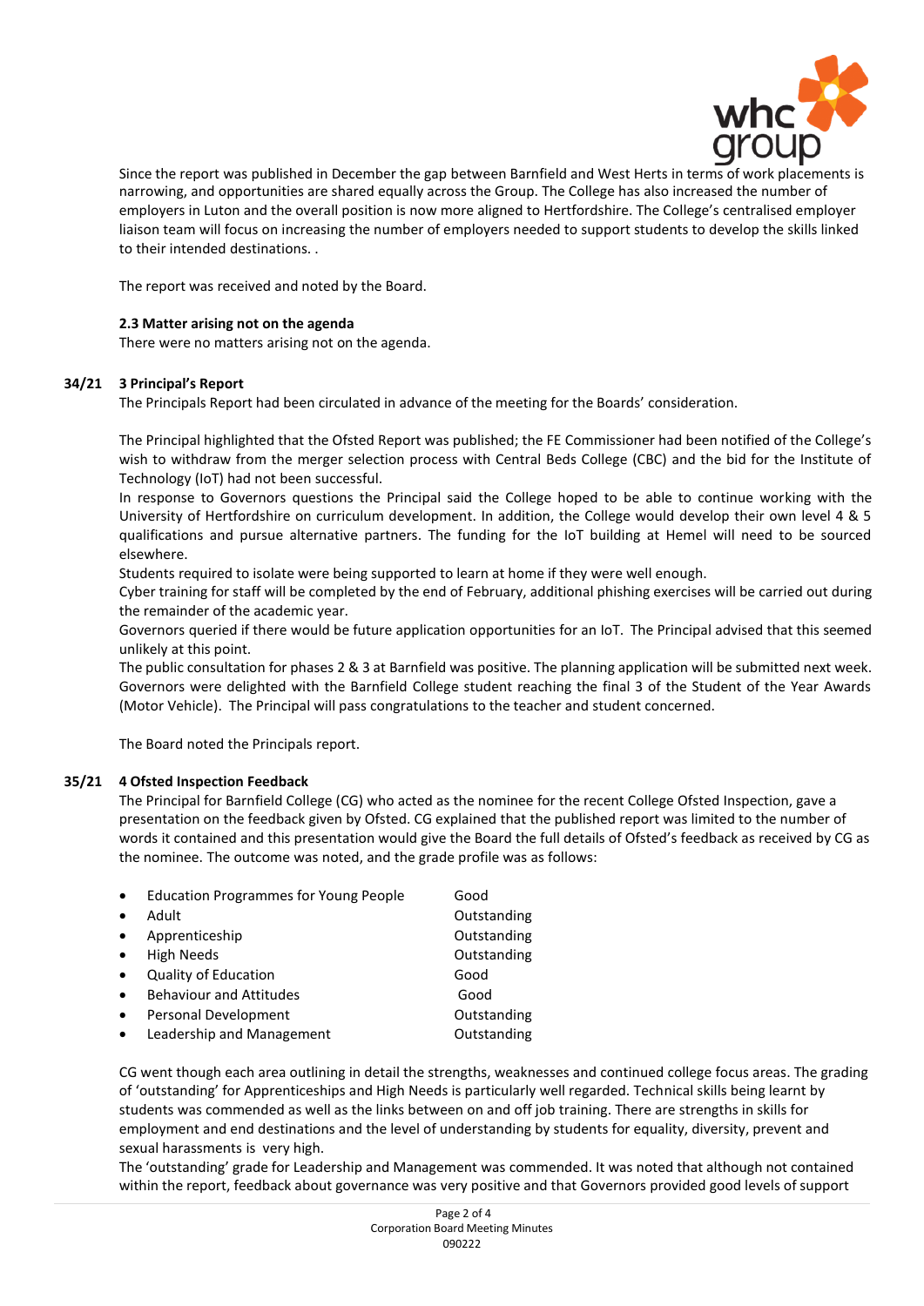Since the report was published in December the gap between Barnfield and West Herts in terms of work placements is narrowing, and opportunities are shared equally across the Group. The College has also increased the number of employers in Luton and the overall position is now more aligned to Hertfordshire. The College's centralised employer liaison team will focus on increasing the number of employers needed to support students to develop the skills linked to their intended destinations. .

The report was received and noted by the Board.

**2.3 Matter arising not on the agenda**

There were no matters arising not on the agenda.

**34/21 3 Principal's Report**

The Principals Report had been circulated in advance of the meeting for the Boards' consideration.

The Principal highlighted that the Ofsted Report was published; the FE Commissioner had been notified of the College's wish to withdraw from the merger selection process with Central Beds College (CBC) and the bid for the Institute of Technology (IoT) had not been successful.

In response to Governors questions the Principal said the College hoped to be able to continue working with the University of Hertfordshire on curriculum development. In addition, the College would develop their own level 4 & 5 qualifications and pursue alternative partners. The funding for the IoT building at Hemel will need to be sourced elsewhere.

Students required to isolate were being supported to learn at home if they were well enough.

Cyber training for staff will be completed by the end of February, additional phishing exercises will be carried out during the remainder of the academic year.

Governors queried if there would be future application opportunities for an IoT. The Principal advised that this seemed unlikely at this point.

The public consultation for phases 2 & 3 at Barnfield was positive. The planning application will be submitted next week.

Governors were delighted with the Barnfield College student reaching the final 3 of the Student of the Year Awards (Motor Vehicle). The Principal will pass congratulations to the teacher and student concerned.

The Board noted the Principals report.

**35/21 4 Ofsted Inspection Feedback**

The Principal for Barnfield College (CG) who acted as the nominee for the recent College Ofsted Inspection, gave a presentation on the feedback given by Ofsted. CG explained that the published report was limited to the number of words it contained and this presentation would give the Board the full details of Ofsted's feedback as received by CG as the nominee. The outcome was noted, and the grade profile was as follows:

- Education Programmes for Young People — Good
- Adult — Outstanding
- Apprenticeship — Outstanding
- High Needs — Outstanding
- Quality of Education — Good
- Behaviour and Attitudes — Good
- Personal Development — Outstanding
- Leadership and Management — Outstanding

CG went though each area outlining in detail the strengths, weaknesses and continued college focus areas. The grading of 'outstanding' for Apprenticeships and High Needs is particularly well regarded. Technical skills being learnt by students was commended as well as the links between on and off job training. There are strengths in skills for employment and end destinations and the level of understanding by students for equality, diversity, prevent and sexual harassments is very high.

The 'outstanding' grade for Leadership and Management was commended. It was noted that although not contained within the report, feedback about governance was very positive and that Governors provided good levels of support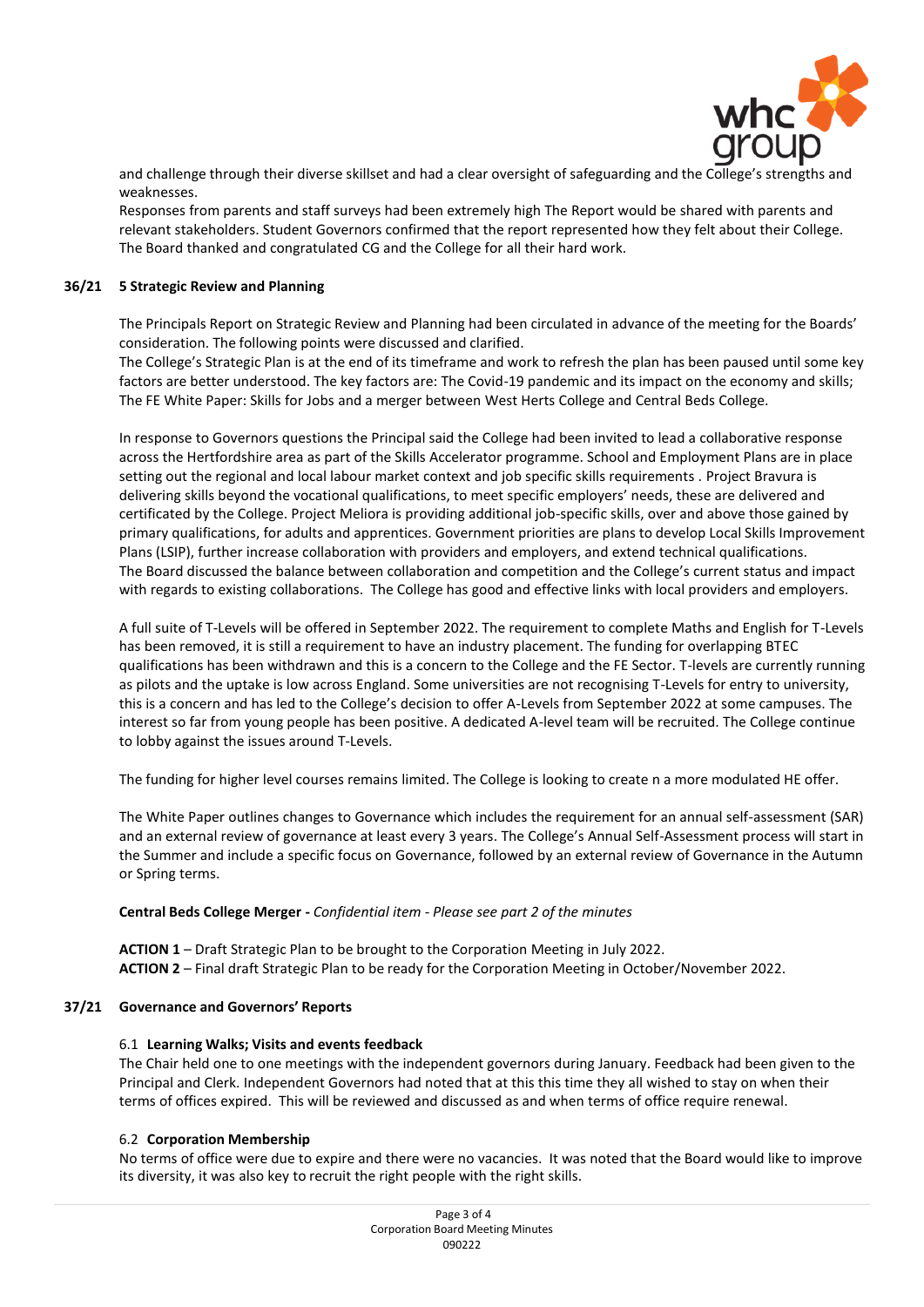and challenge through their diverse skillset and had a clear oversight of safeguarding and the College's strengths and weaknesses.
Responses from parents and staff surveys had been extremely high The Report would be shared with parents and relevant stakeholders. Student Governors confirmed that the report represented how they felt about their College.
The Board thanked and congratulated CG and the College for all their hard work.

**36/21 5 Strategic Review and Planning**

The Principals Report on Strategic Review and Planning had been circulated in advance of the meeting for the Boards' consideration. The following points were discussed and clarified.
The College's Strategic Plan is at the end of its timeframe and work to refresh the plan has been paused until some key factors are better understood. The key factors are: The Covid-19 pandemic and its impact on the economy and skills; The FE White Paper: Skills for Jobs and a merger between West Herts College and Central Beds College.

In response to Governors questions the Principal said the College had been invited to lead a collaborative response across the Hertfordshire area as part of the Skills Accelerator programme. School and Employment Plans are in place setting out the regional and local labour market context and job specific skills requirements . Project Bravura is delivering skills beyond the vocational qualifications, to meet specific employers' needs, these are delivered and certificated by the College. Project Meliora is providing additional job-specific skills, over and above those gained by primary qualifications, for adults and apprentices. Government priorities are plans to develop Local Skills Improvement Plans (LSIP), further increase collaboration with providers and employers, and extend technical qualifications.
The Board discussed the balance between collaboration and competition and the College's current status and impact with regards to existing collaborations. The College has good and effective links with local providers and employers.

A full suite of T-Levels will be offered in September 2022. The requirement to complete Maths and English for T-Levels has been removed, it is still a requirement to have an industry placement. The funding for overlapping BTEC qualifications has been withdrawn and this is a concern to the College and the FE Sector. T-levels are currently running as pilots and the uptake is low across England. Some universities are not recognising T-Levels for entry to university, this is a concern and has led to the College's decision to offer A-Levels from September 2022 at some campuses. The interest so far from young people has been positive. A dedicated A-level team will be recruited. The College continue to lobby against the issues around T-Levels.

The funding for higher level courses remains limited. The College is looking to create n a more modulated HE offer.

The White Paper outlines changes to Governance which includes the requirement for an annual self-assessment (SAR) and an external review of governance at least every 3 years. The College's Annual Self-Assessment process will start in the Summer and include a specific focus on Governance, followed by an external review of Governance in the Autumn or Spring terms.

**Central Beds College Merger -** *Confidential item - Please see part 2 of the minutes*

**ACTION 1** – Draft Strategic Plan to be brought to the Corporation Meeting in July 2022.
**ACTION 2** – Final draft Strategic Plan to be ready for the Corporation Meeting in October/November 2022.

**37/21 Governance and Governors' Reports**

6.1 **Learning Walks; Visits and events feedback**
The Chair held one to one meetings with the independent governors during January. Feedback had been given to the Principal and Clerk. Independent Governors had noted that at this this time they all wished to stay on when their terms of offices expired. This will be reviewed and discussed as and when terms of office require renewal.

6.2 **Corporation Membership**
No terms of office were due to expire and there were no vacancies. It was noted that the Board would like to improve its diversity, it was also key to recruit the right people with the right skills.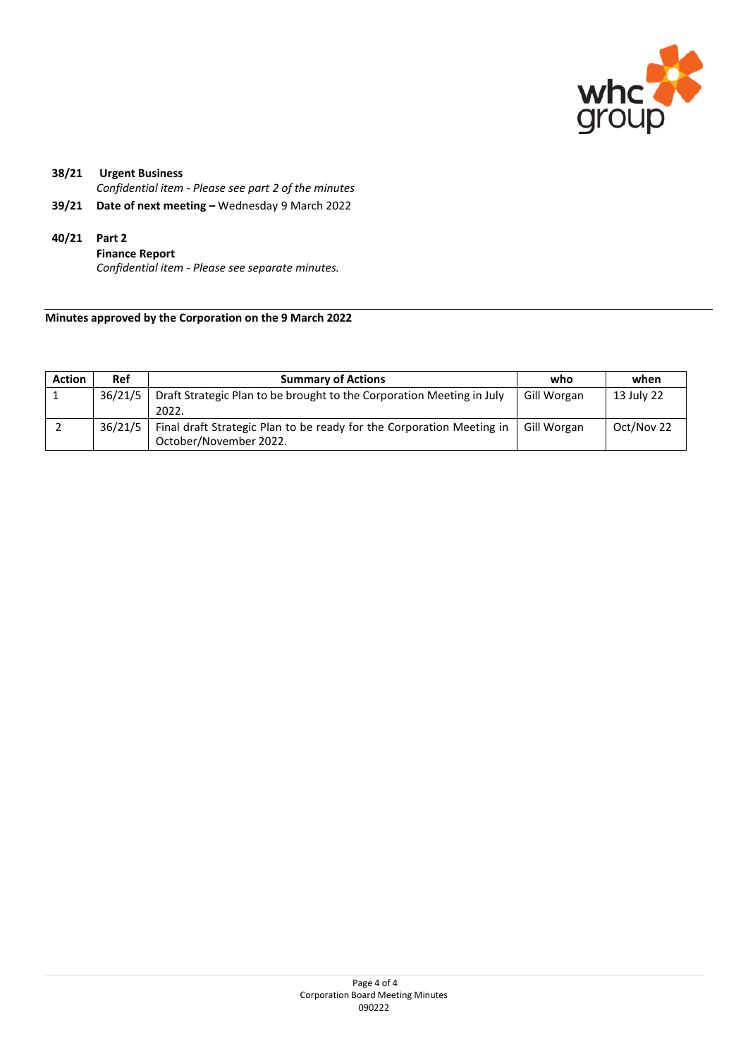**38/21 Urgent Business**

*Confidential item - Please see part 2 of the minutes*

**39/21 Date of next meeting –** Wednesday 9 March 2022

**40/21 Part 2**

**Finance Report**

*Confidential item - Please see separate minutes.*

---

**Minutes approved by the Corporation on the 9 March 2022**

| Action | Ref | Summary of Actions | who | when |
|---|---|---|---|---|
| 1 | 36/21/5 | Draft Strategic Plan to be brought to the Corporation Meeting in July 2022. | Gill Worgan | 13 July 22 |
| 2 | 36/21/5 | Final draft Strategic Plan to be ready for the Corporation Meeting in October/November 2022. | Gill Worgan | Oct/Nov 22 |